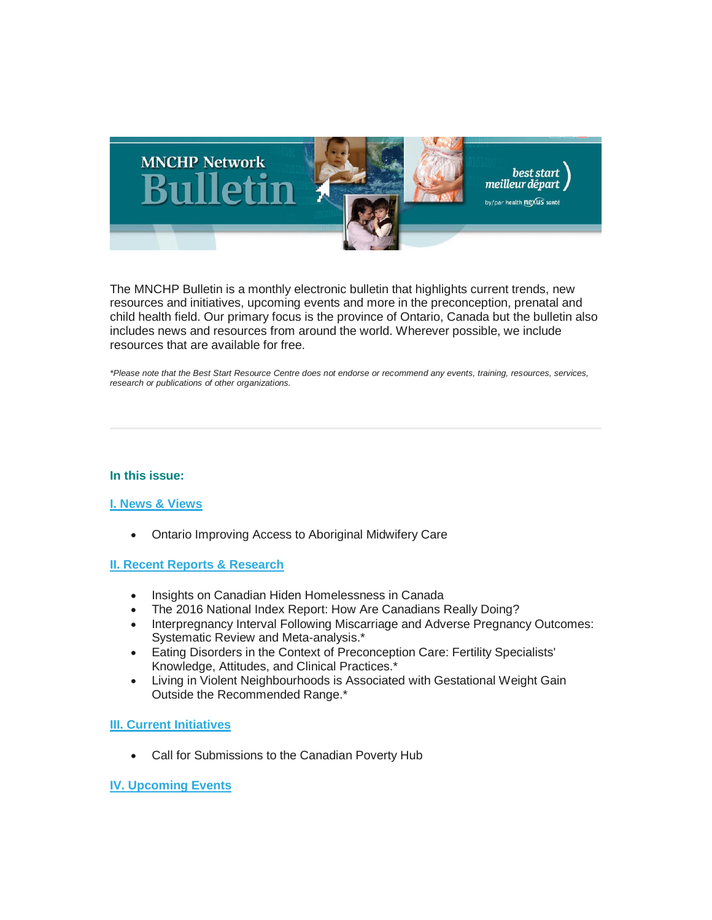MNCHP Network Bulletin

best start meilleur départ by/par health nexus santé

The MNCHP Bulletin is a monthly electronic bulletin that highlights current trends, new resources and initiatives, upcoming events and more in the preconception, prenatal and child health field. Our primary focus is the province of Ontario, Canada but the bulletin also includes news and resources from around the world. Wherever possible, we include resources that are available for free.

*\*Please note that the Best Start Resource Centre does not endorse or recommend any events, training, resources, services, research or publications of other organizations.*

---

**In this issue:**

**I. News & Views**

- Ontario Improving Access to Aboriginal Midwifery Care

**II. Recent Reports & Research**

- Insights on Canadian Hiden Homelessness in Canada
- The 2016 National Index Report: How Are Canadians Really Doing?
- Interpregnancy Interval Following Miscarriage and Adverse Pregnancy Outcomes: Systematic Review and Meta-analysis.*
- Eating Disorders in the Context of Preconception Care: Fertility Specialists' Knowledge, Attitudes, and Clinical Practices.*
- Living in Violent Neighbourhoods is Associated with Gestational Weight Gain Outside the Recommended Range.*

**III. Current Initiatives**

- Call for Submissions to the Canadian Poverty Hub

**IV. Upcoming Events**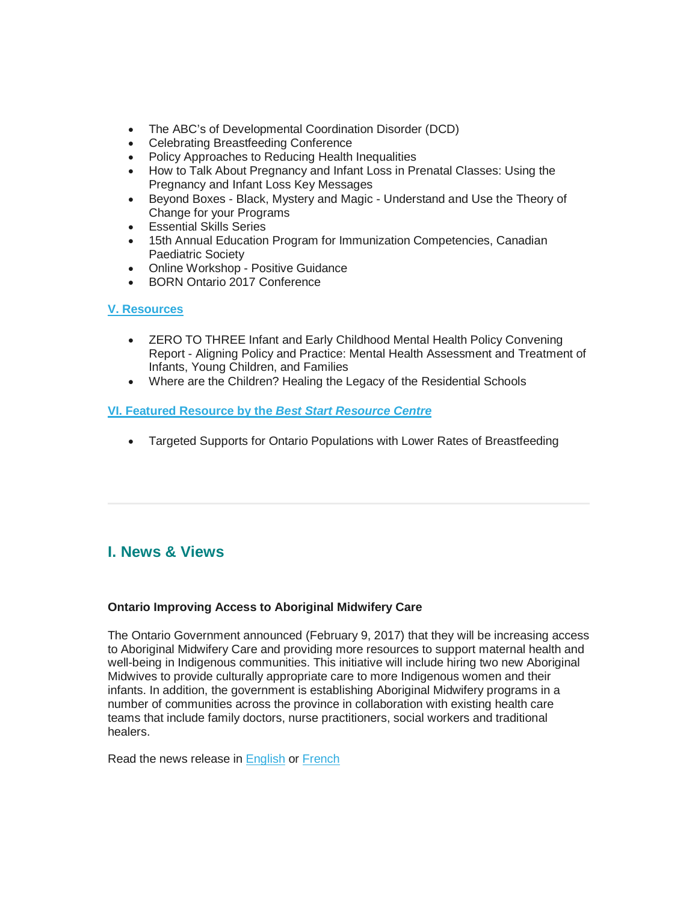- The ABC's of Developmental Coordination Disorder (DCD)
- Celebrating Breastfeeding Conference
- Policy Approaches to Reducing Health Inequalities
- How to Talk About Pregnancy and Infant Loss in Prenatal Classes: Using the Pregnancy and Infant Loss Key Messages
- Beyond Boxes - Black, Mystery and Magic - Understand and Use the Theory of Change for your Programs
- Essential Skills Series
- 15th Annual Education Program for Immunization Competencies, Canadian Paediatric Society
- Online Workshop - Positive Guidance
- BORN Ontario 2017 Conference

**V. Resources**

- ZERO TO THREE Infant and Early Childhood Mental Health Policy Convening Report - Aligning Policy and Practice: Mental Health Assessment and Treatment of Infants, Young Children, and Families
- Where are the Children? Healing the Legacy of the Residential Schools

**VI. Featured Resource by the *Best Start Resource Centre***

- Targeted Supports for Ontario Populations with Lower Rates of Breastfeeding

---

## I. News & Views

**Ontario Improving Access to Aboriginal Midwifery Care**

The Ontario Government announced (February 9, 2017) that they will be increasing access to Aboriginal Midwifery Care and providing more resources to support maternal health and well-being in Indigenous communities. This initiative will include hiring two new Aboriginal Midwives to provide culturally appropriate care to more Indigenous women and their infants. In addition, the government is establishing Aboriginal Midwifery programs in a number of communities across the province in collaboration with existing health care teams that include family doctors, nurse practitioners, social workers and traditional healers.

Read the news release in English or French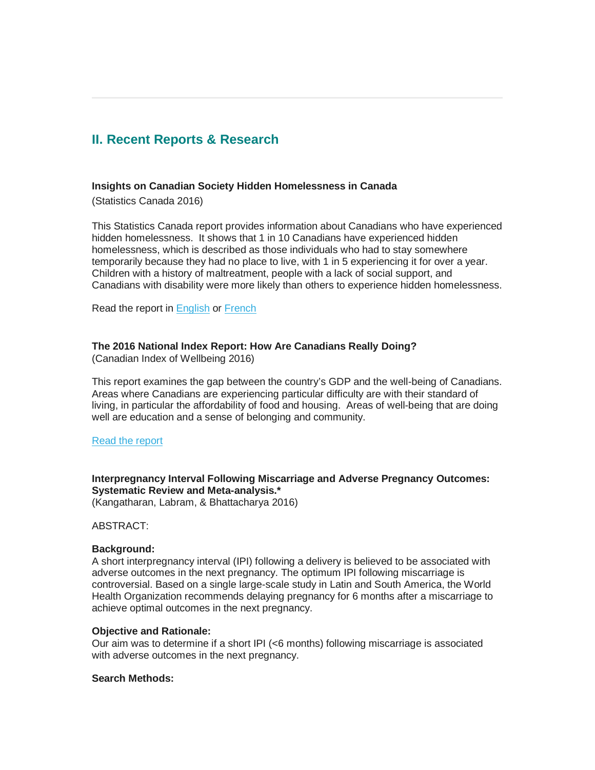## II. Recent Reports & Research

**Insights on Canadian Society Hidden Homelessness in Canada**
(Statistics Canada 2016)

This Statistics Canada report provides information about Canadians who have experienced hidden homelessness. It shows that 1 in 10 Canadians have experienced hidden homelessness, which is described as those individuals who had to stay somewhere temporarily because they had no place to live, with 1 in 5 experiencing it for over a year. Children with a history of maltreatment, people with a lack of social support, and Canadians with disability were more likely than others to experience hidden homelessness.

Read the report in English or French

**The 2016 National Index Report: How Are Canadians Really Doing?**
(Canadian Index of Wellbeing 2016)

This report examines the gap between the country's GDP and the well-being of Canadians. Areas where Canadians are experiencing particular difficulty are with their standard of living, in particular the affordability of food and housing. Areas of well-being that are doing well are education and a sense of belonging and community.

Read the report

**Interpregnancy Interval Following Miscarriage and Adverse Pregnancy Outcomes: Systematic Review and Meta-analysis.***
(Kangatharan, Labram, & Bhattacharya 2016)

ABSTRACT:

**Background:**
A short interpregnancy interval (IPI) following a delivery is believed to be associated with adverse outcomes in the next pregnancy. The optimum IPI following miscarriage is controversial. Based on a single large-scale study in Latin and South America, the World Health Organization recommends delaying pregnancy for 6 months after a miscarriage to achieve optimal outcomes in the next pregnancy.

**Objective and Rationale:**
Our aim was to determine if a short IPI (<6 months) following miscarriage is associated with adverse outcomes in the next pregnancy.

**Search Methods:**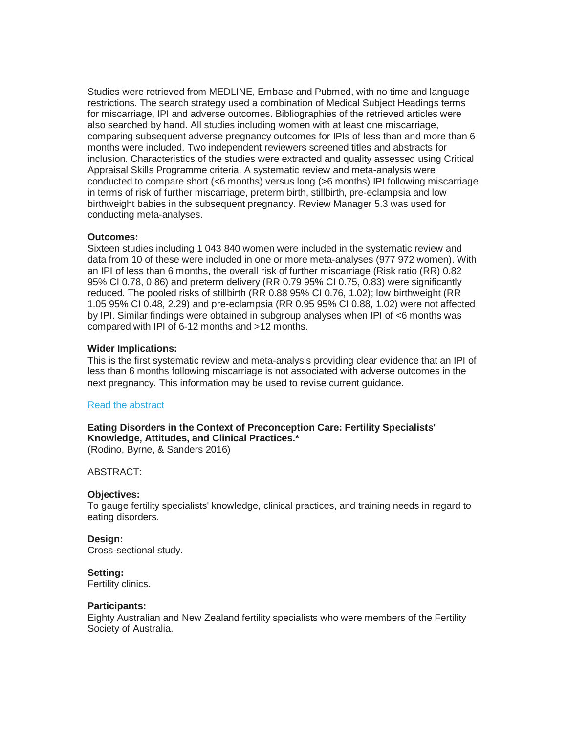Studies were retrieved from MEDLINE, Embase and Pubmed, with no time and language restrictions. The search strategy used a combination of Medical Subject Headings terms for miscarriage, IPI and adverse outcomes. Bibliographies of the retrieved articles were also searched by hand. All studies including women with at least one miscarriage, comparing subsequent adverse pregnancy outcomes for IPIs of less than and more than 6 months were included. Two independent reviewers screened titles and abstracts for inclusion. Characteristics of the studies were extracted and quality assessed using Critical Appraisal Skills Programme criteria. A systematic review and meta-analysis were conducted to compare short (<6 months) versus long (>6 months) IPI following miscarriage in terms of risk of further miscarriage, preterm birth, stillbirth, pre-eclampsia and low birthweight babies in the subsequent pregnancy. Review Manager 5.3 was used for conducting meta-analyses.

**Outcomes:**
Sixteen studies including 1 043 840 women were included in the systematic review and data from 10 of these were included in one or more meta-analyses (977 972 women). With an IPI of less than 6 months, the overall risk of further miscarriage (Risk ratio (RR) 0.82 95% CI 0.78, 0.86) and preterm delivery (RR 0.79 95% CI 0.75, 0.83) were significantly reduced. The pooled risks of stillbirth (RR 0.88 95% CI 0.76, 1.02); low birthweight (RR 1.05 95% CI 0.48, 2.29) and pre-eclampsia (RR 0.95 95% CI 0.88, 1.02) were not affected by IPI. Similar findings were obtained in subgroup analyses when IPI of <6 months was compared with IPI of 6-12 months and >12 months.

**Wider Implications:**
This is the first systematic review and meta-analysis providing clear evidence that an IPI of less than 6 months following miscarriage is not associated with adverse outcomes in the next pregnancy. This information may be used to revise current guidance.

Read the abstract

**Eating Disorders in the Context of Preconception Care: Fertility Specialists' Knowledge, Attitudes, and Clinical Practices.***
(Rodino, Byrne, & Sanders 2016)

ABSTRACT:

**Objectives:**
To gauge fertility specialists' knowledge, clinical practices, and training needs in regard to eating disorders.

**Design:**
Cross-sectional study.

**Setting:**
Fertility clinics.

**Participants:**
Eighty Australian and New Zealand fertility specialists who were members of the Fertility Society of Australia.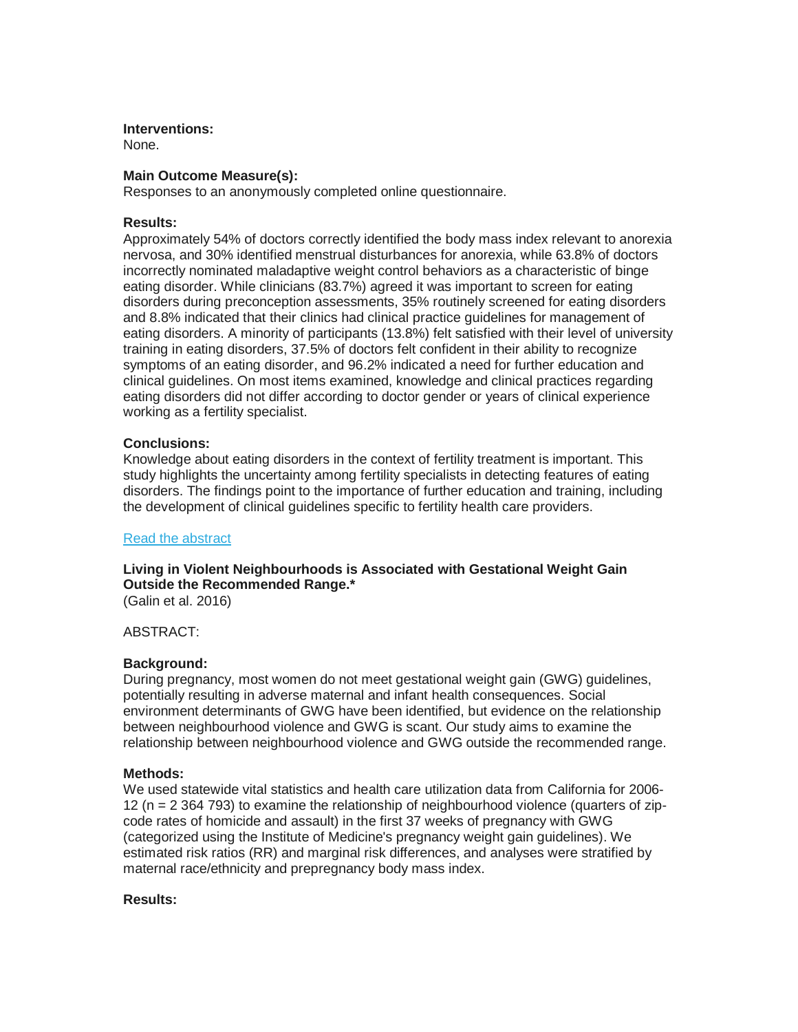**Interventions:**
None.

**Main Outcome Measure(s):**
Responses to an anonymously completed online questionnaire.

**Results:**
Approximately 54% of doctors correctly identified the body mass index relevant to anorexia nervosa, and 30% identified menstrual disturbances for anorexia, while 63.8% of doctors incorrectly nominated maladaptive weight control behaviors as a characteristic of binge eating disorder. While clinicians (83.7%) agreed it was important to screen for eating disorders during preconception assessments, 35% routinely screened for eating disorders and 8.8% indicated that their clinics had clinical practice guidelines for management of eating disorders. A minority of participants (13.8%) felt satisfied with their level of university training in eating disorders, 37.5% of doctors felt confident in their ability to recognize symptoms of an eating disorder, and 96.2% indicated a need for further education and clinical guidelines. On most items examined, knowledge and clinical practices regarding eating disorders did not differ according to doctor gender or years of clinical experience working as a fertility specialist.

**Conclusions:**
Knowledge about eating disorders in the context of fertility treatment is important. This study highlights the uncertainty among fertility specialists in detecting features of eating disorders. The findings point to the importance of further education and training, including the development of clinical guidelines specific to fertility health care providers.

Read the abstract

**Living in Violent Neighbourhoods is Associated with Gestational Weight Gain Outside the Recommended Range.***
(Galin et al. 2016)

ABSTRACT:

**Background:**
During pregnancy, most women do not meet gestational weight gain (GWG) guidelines, potentially resulting in adverse maternal and infant health consequences. Social environment determinants of GWG have been identified, but evidence on the relationship between neighbourhood violence and GWG is scant. Our study aims to examine the relationship between neighbourhood violence and GWG outside the recommended range.

**Methods:**
We used statewide vital statistics and health care utilization data from California for 2006-12 (n = 2 364 793) to examine the relationship of neighbourhood violence (quarters of zip-code rates of homicide and assault) in the first 37 weeks of pregnancy with GWG (categorized using the Institute of Medicine's pregnancy weight gain guidelines). We estimated risk ratios (RR) and marginal risk differences, and analyses were stratified by maternal race/ethnicity and prepregnancy body mass index.

**Results:**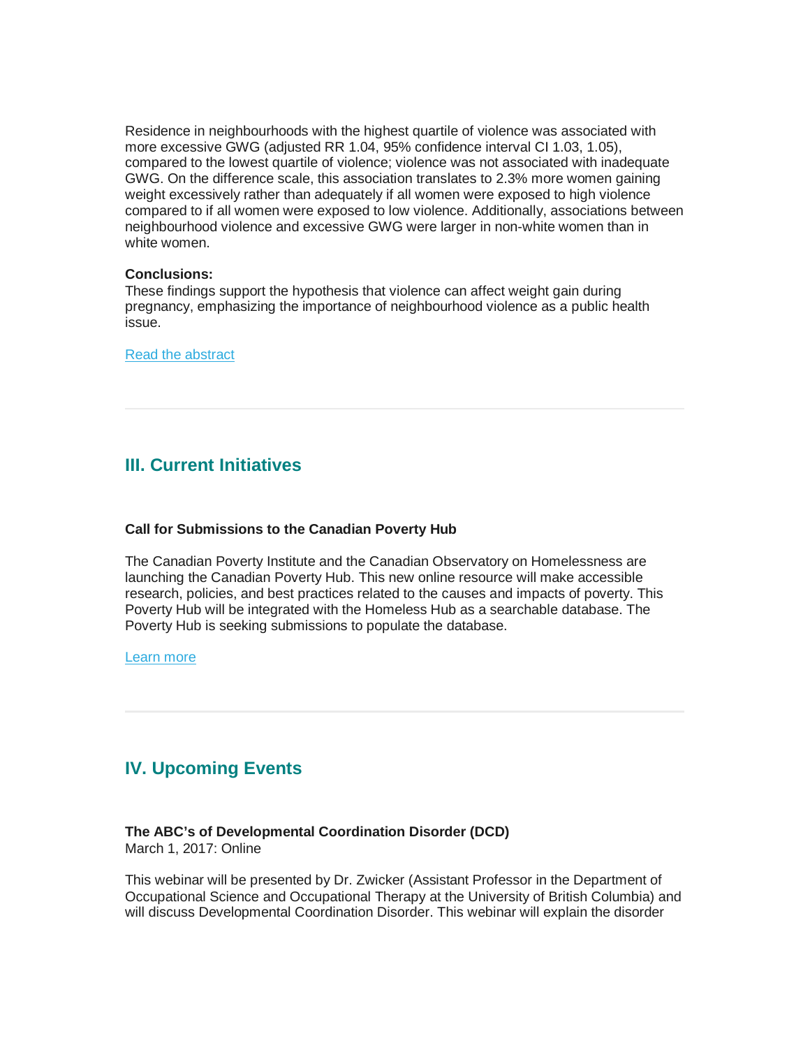Residence in neighbourhoods with the highest quartile of violence was associated with more excessive GWG (adjusted RR 1.04, 95% confidence interval CI 1.03, 1.05), compared to the lowest quartile of violence; violence was not associated with inadequate GWG. On the difference scale, this association translates to 2.3% more women gaining weight excessively rather than adequately if all women were exposed to high violence compared to if all women were exposed to low violence. Additionally, associations between neighbourhood violence and excessive GWG were larger in non-white women than in white women.

**Conclusions:**
These findings support the hypothesis that violence can affect weight gain during pregnancy, emphasizing the importance of neighbourhood violence as a public health issue.

Read the abstract

---

## III. Current Initiatives

**Call for Submissions to the Canadian Poverty Hub**

The Canadian Poverty Institute and the Canadian Observatory on Homelessness are launching the Canadian Poverty Hub. This new online resource will make accessible research, policies, and best practices related to the causes and impacts of poverty. This Poverty Hub will be integrated with the Homeless Hub as a searchable database. The Poverty Hub is seeking submissions to populate the database.

Learn more

---

## IV. Upcoming Events

**The ABC's of Developmental Coordination Disorder (DCD)**
March 1, 2017: Online

This webinar will be presented by Dr. Zwicker (Assistant Professor in the Department of Occupational Science and Occupational Therapy at the University of British Columbia) and will discuss Developmental Coordination Disorder. This webinar will explain the disorder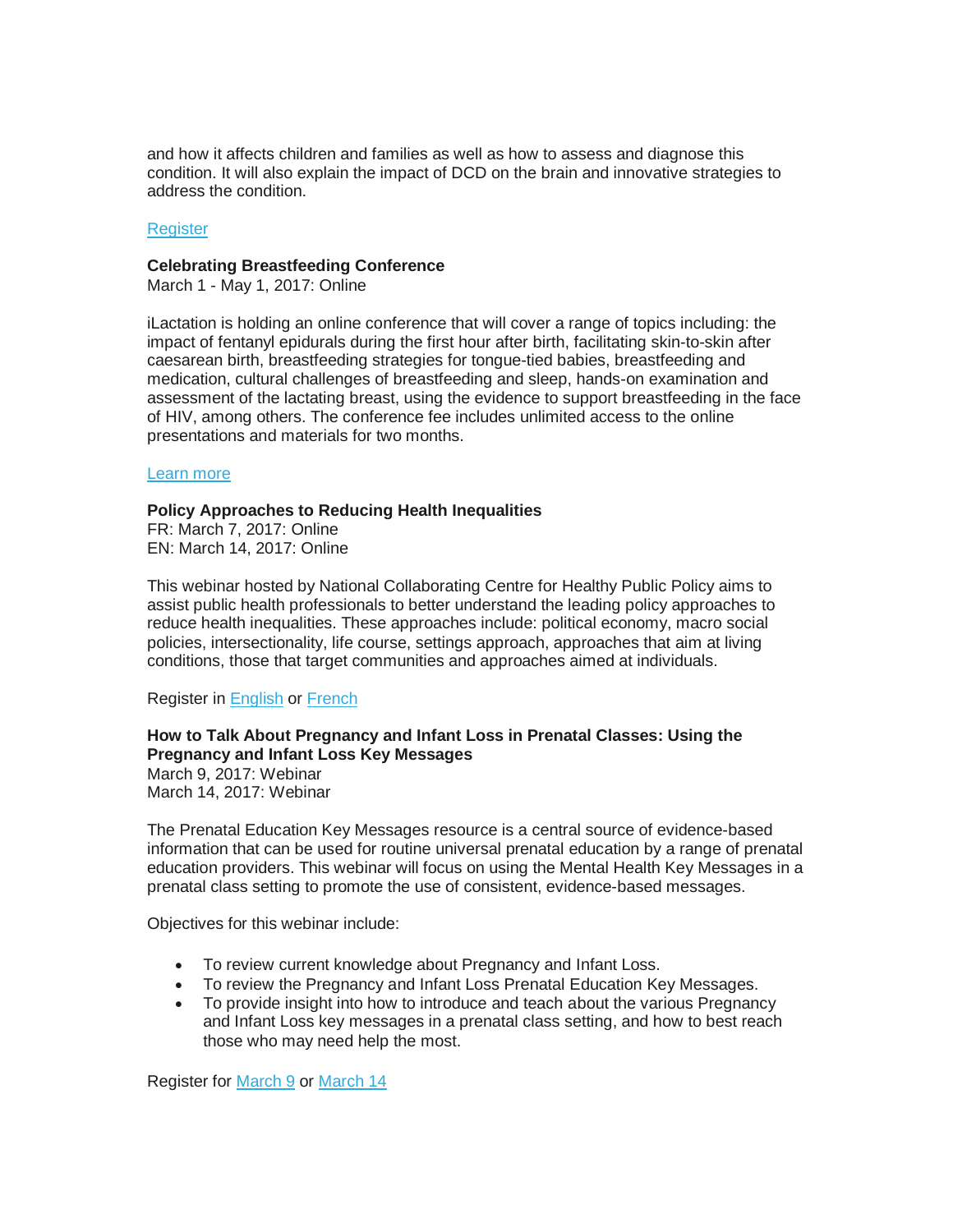and how it affects children and families as well as how to assess and diagnose this condition. It will also explain the impact of DCD on the brain and innovative strategies to address the condition.

Register

**Celebrating Breastfeeding Conference**
March 1 - May 1, 2017: Online

iLactation is holding an online conference that will cover a range of topics including: the impact of fentanyl epidurals during the first hour after birth, facilitating skin-to-skin after caesarean birth, breastfeeding strategies for tongue-tied babies, breastfeeding and medication, cultural challenges of breastfeeding and sleep, hands-on examination and assessment of the lactating breast, using the evidence to support breastfeeding in the face of HIV, among others. The conference fee includes unlimited access to the online presentations and materials for two months.

Learn more

**Policy Approaches to Reducing Health Inequalities**
FR: March 7, 2017: Online
EN: March 14, 2017: Online

This webinar hosted by National Collaborating Centre for Healthy Public Policy aims to assist public health professionals to better understand the leading policy approaches to reduce health inequalities. These approaches include: political economy, macro social policies, intersectionality, life course, settings approach, approaches that aim at living conditions, those that target communities and approaches aimed at individuals.

Register in English or French

**How to Talk About Pregnancy and Infant Loss in Prenatal Classes: Using the Pregnancy and Infant Loss Key Messages**
March 9, 2017: Webinar
March 14, 2017: Webinar

The Prenatal Education Key Messages resource is a central source of evidence-based information that can be used for routine universal prenatal education by a range of prenatal education providers. This webinar will focus on using the Mental Health Key Messages in a prenatal class setting to promote the use of consistent, evidence-based messages.

Objectives for this webinar include:

- To review current knowledge about Pregnancy and Infant Loss.
- To review the Pregnancy and Infant Loss Prenatal Education Key Messages.
- To provide insight into how to introduce and teach about the various Pregnancy and Infant Loss key messages in a prenatal class setting, and how to best reach those who may need help the most.

Register for March 9 or March 14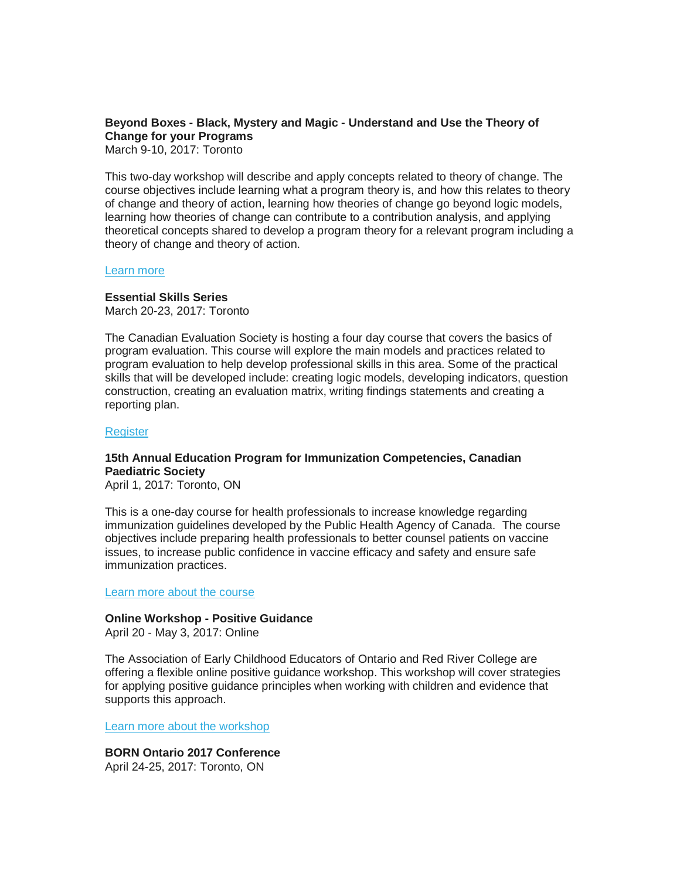**Beyond Boxes - Black, Mystery and Magic - Understand and Use the Theory of Change for your Programs**
March 9-10, 2017: Toronto

This two-day workshop will describe and apply concepts related to theory of change. The course objectives include learning what a program theory is, and how this relates to theory of change and theory of action, learning how theories of change go beyond logic models, learning how theories of change can contribute to a contribution analysis, and applying theoretical concepts shared to develop a program theory for a relevant program including a theory of change and theory of action.

Learn more

**Essential Skills Series**
March 20-23, 2017: Toronto

The Canadian Evaluation Society is hosting a four day course that covers the basics of program evaluation. This course will explore the main models and practices related to program evaluation to help develop professional skills in this area. Some of the practical skills that will be developed include: creating logic models, developing indicators, question construction, creating an evaluation matrix, writing findings statements and creating a reporting plan.

Register

**15th Annual Education Program for Immunization Competencies, Canadian Paediatric Society**
April 1, 2017: Toronto, ON

This is a one-day course for health professionals to increase knowledge regarding immunization guidelines developed by the Public Health Agency of Canada. The course objectives include preparing health professionals to better counsel patients on vaccine issues, to increase public confidence in vaccine efficacy and safety and ensure safe immunization practices.

Learn more about the course

**Online Workshop - Positive Guidance**
April 20 - May 3, 2017: Online

The Association of Early Childhood Educators of Ontario and Red River College are offering a flexible online positive guidance workshop. This workshop will cover strategies for applying positive guidance principles when working with children and evidence that supports this approach.

Learn more about the workshop

**BORN Ontario 2017 Conference**
April 24-25, 2017: Toronto, ON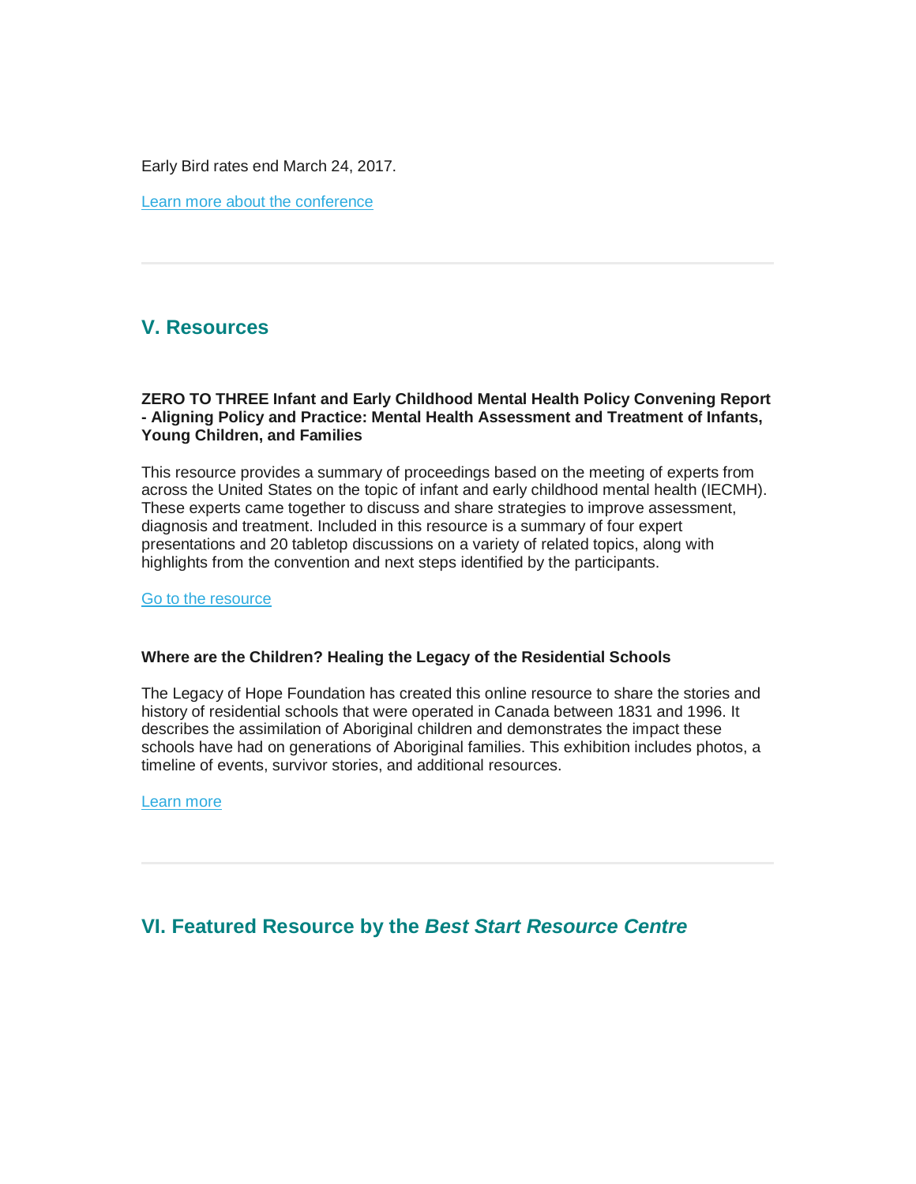Early Bird rates end March 24, 2017.

Learn more about the conference

---

## V. Resources

**ZERO TO THREE Infant and Early Childhood Mental Health Policy Convening Report - Aligning Policy and Practice: Mental Health Assessment and Treatment of Infants, Young Children, and Families**

This resource provides a summary of proceedings based on the meeting of experts from across the United States on the topic of infant and early childhood mental health (IECMH). These experts came together to discuss and share strategies to improve assessment, diagnosis and treatment. Included in this resource is a summary of four expert presentations and 20 tabletop discussions on a variety of related topics, along with highlights from the convention and next steps identified by the participants.

Go to the resource

**Where are the Children? Healing the Legacy of the Residential Schools**

The Legacy of Hope Foundation has created this online resource to share the stories and history of residential schools that were operated in Canada between 1831 and 1996. It describes the assimilation of Aboriginal children and demonstrates the impact these schools have had on generations of Aboriginal families. This exhibition includes photos, a timeline of events, survivor stories, and additional resources.

Learn more

---

## VI. Featured Resource by the *Best Start Resource Centre*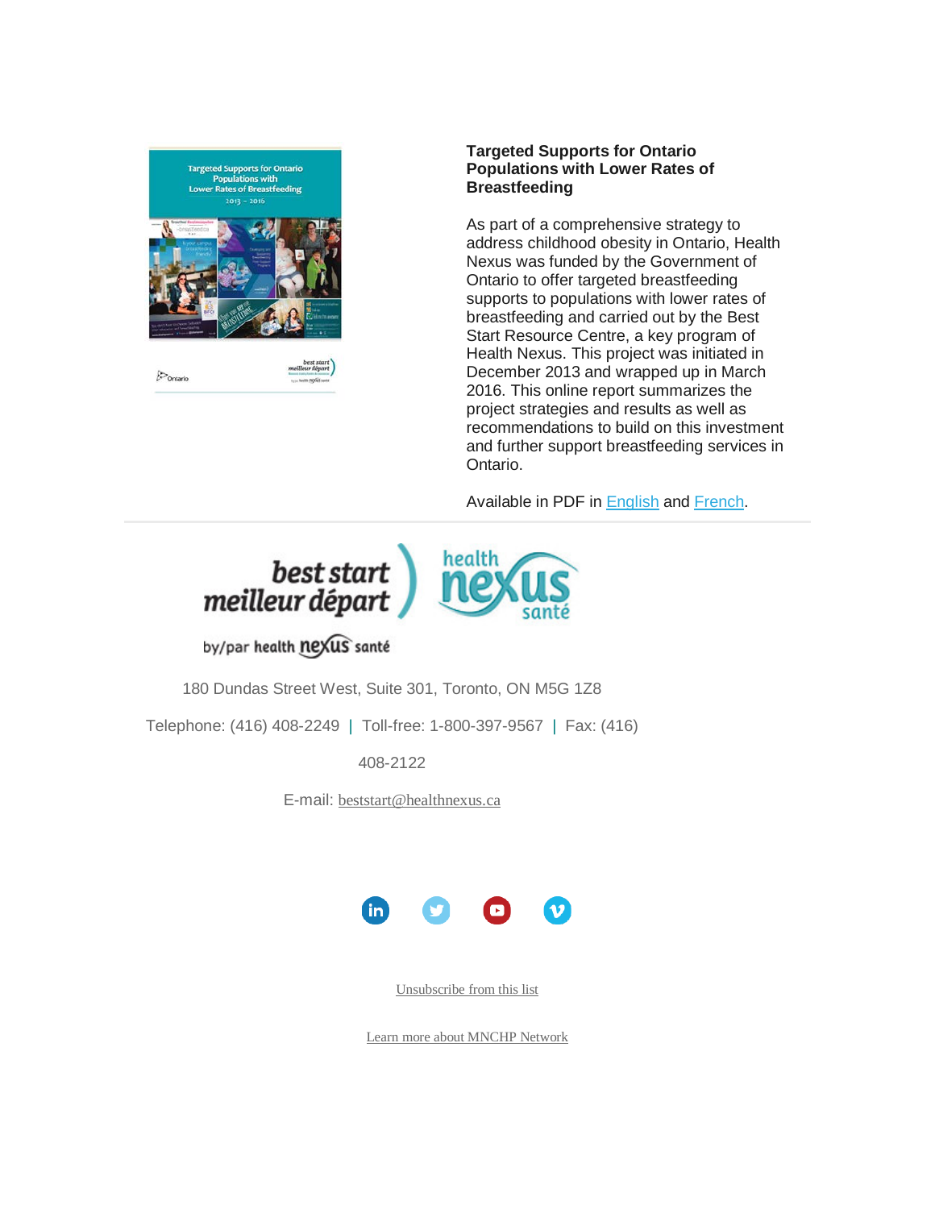**Targeted Supports for Ontario Populations with Lower Rates of Breastfeeding**

As part of a comprehensive strategy to address childhood obesity in Ontario, Health Nexus was funded by the Government of Ontario to offer targeted breastfeeding supports to populations with lower rates of breastfeeding and carried out by the Best Start Resource Centre, a key program of Health Nexus. This project was initiated in December 2013 and wrapped up in March 2016. This online report summarizes the project strategies and results as well as recommendations to build on this investment and further support breastfeeding services in Ontario.

Available in PDF in English and French.

---

best start meilleur départ by/par health nexus santé

health nexus santé

180 Dundas Street West, Suite 301, Toronto, ON M5G 1Z8

Telephone: (416) 408-2249 | Toll-free: 1-800-397-9567 | Fax: (416) 408-2122

E-mail: beststart@healthnexus.ca

Unsubscribe from this list

Learn more about MNCHP Network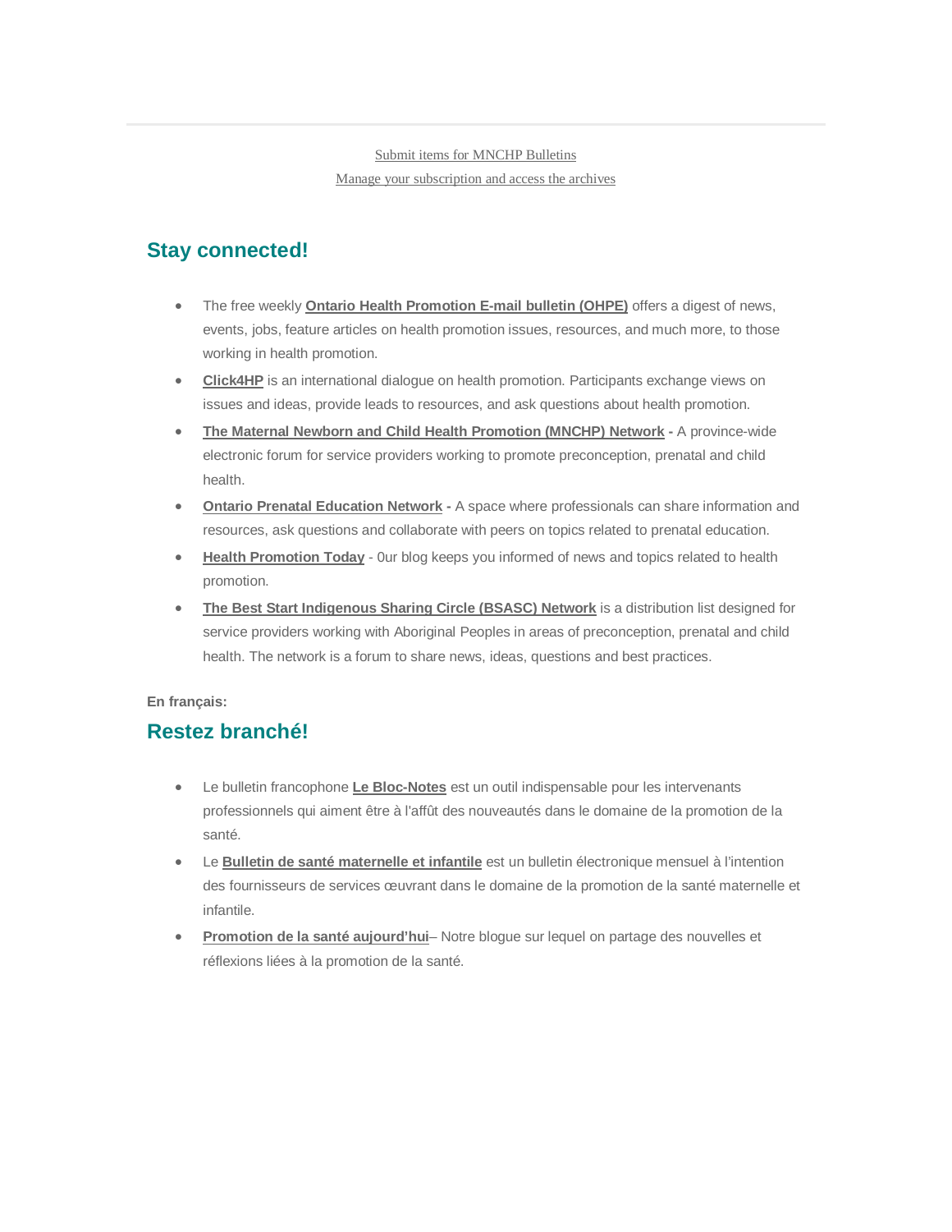Submit items for MNCHP Bulletins

Manage your subscription and access the archives

## Stay connected!

- The free weekly **Ontario Health Promotion E-mail bulletin (OHPE)** offers a digest of news, events, jobs, feature articles on health promotion issues, resources, and much more, to those working in health promotion.
- **Click4HP** is an international dialogue on health promotion. Participants exchange views on issues and ideas, provide leads to resources, and ask questions about health promotion.
- **The Maternal Newborn and Child Health Promotion (MNCHP) Network -** A province-wide electronic forum for service providers working to promote preconception, prenatal and child health.
- **Ontario Prenatal Education Network -** A space where professionals can share information and resources, ask questions and collaborate with peers on topics related to prenatal education.
- **Health Promotion Today** - 0ur blog keeps you informed of news and topics related to health promotion.
- **The Best Start Indigenous Sharing Circle (BSASC) Network** is a distribution list designed for service providers working with Aboriginal Peoples in areas of preconception, prenatal and child health. The network is a forum to share news, ideas, questions and best practices.

**En français:**

## Restez branché!

- Le bulletin francophone **Le Bloc-Notes** est un outil indispensable pour les intervenants professionnels qui aiment être à l'affût des nouveautés dans le domaine de la promotion de la santé.
- Le **Bulletin de santé maternelle et infantile** est un bulletin électronique mensuel à l'intention des fournisseurs de services œuvrant dans le domaine de la promotion de la santé maternelle et infantile.
- **Promotion de la santé aujourd'hui**– Notre blogue sur lequel on partage des nouvelles et réflexions liées à la promotion de la santé.